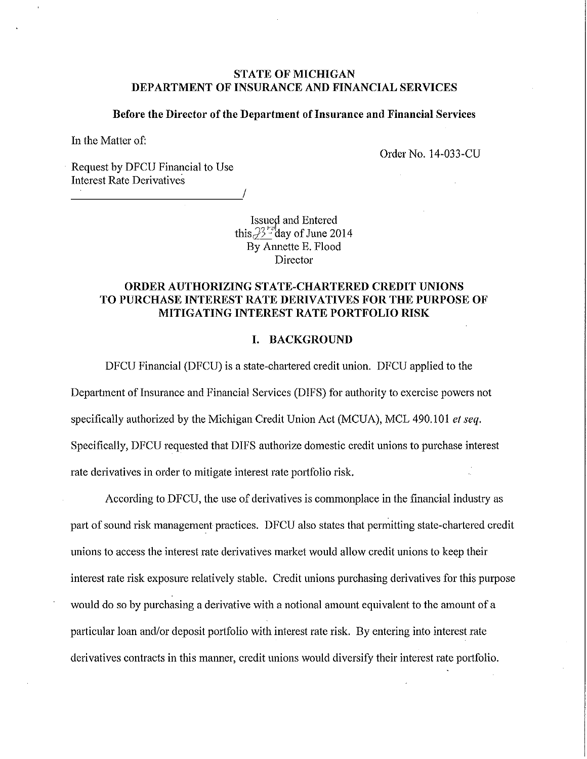**STATE OF MICHIGAN**
**DEPARTMENT OF INSURANCE AND FINANCIAL SERVICES**

**Before the Director of the Department of Insurance and Financial Services**

In the Matter of:

Order No. 14-033-CU

Request by DFCU Financial to Use
Interest Rate Derivatives
_______________________________/

Issued and Entered
this 23rd day of June 2014
By Annette E. Flood
Director

## ORDER AUTHORIZING STATE-CHARTERED CREDIT UNIONS TO PURCHASE INTEREST RATE DERIVATIVES FOR THE PURPOSE OF MITIGATING INTEREST RATE PORTFOLIO RISK

### I. BACKGROUND

DFCU Financial (DFCU) is a state-chartered credit union. DFCU applied to the Department of Insurance and Financial Services (DIFS) for authority to exercise powers not specifically authorized by the Michigan Credit Union Act (MCUA), MCL 490.101 *et seq.* Specifically, DFCU requested that DIFS authorize domestic credit unions to purchase interest rate derivatives in order to mitigate interest rate portfolio risk.

According to DFCU, the use of derivatives is commonplace in the financial industry as part of sound risk management practices. DFCU also states that permitting state-chartered credit unions to access the interest rate derivatives market would allow credit unions to keep their interest rate risk exposure relatively stable. Credit unions purchasing derivatives for this purpose would do so by purchasing a derivative with a notional amount equivalent to the amount of a particular loan and/or deposit portfolio with interest rate risk. By entering into interest rate derivatives contracts in this manner, credit unions would diversify their interest rate portfolio.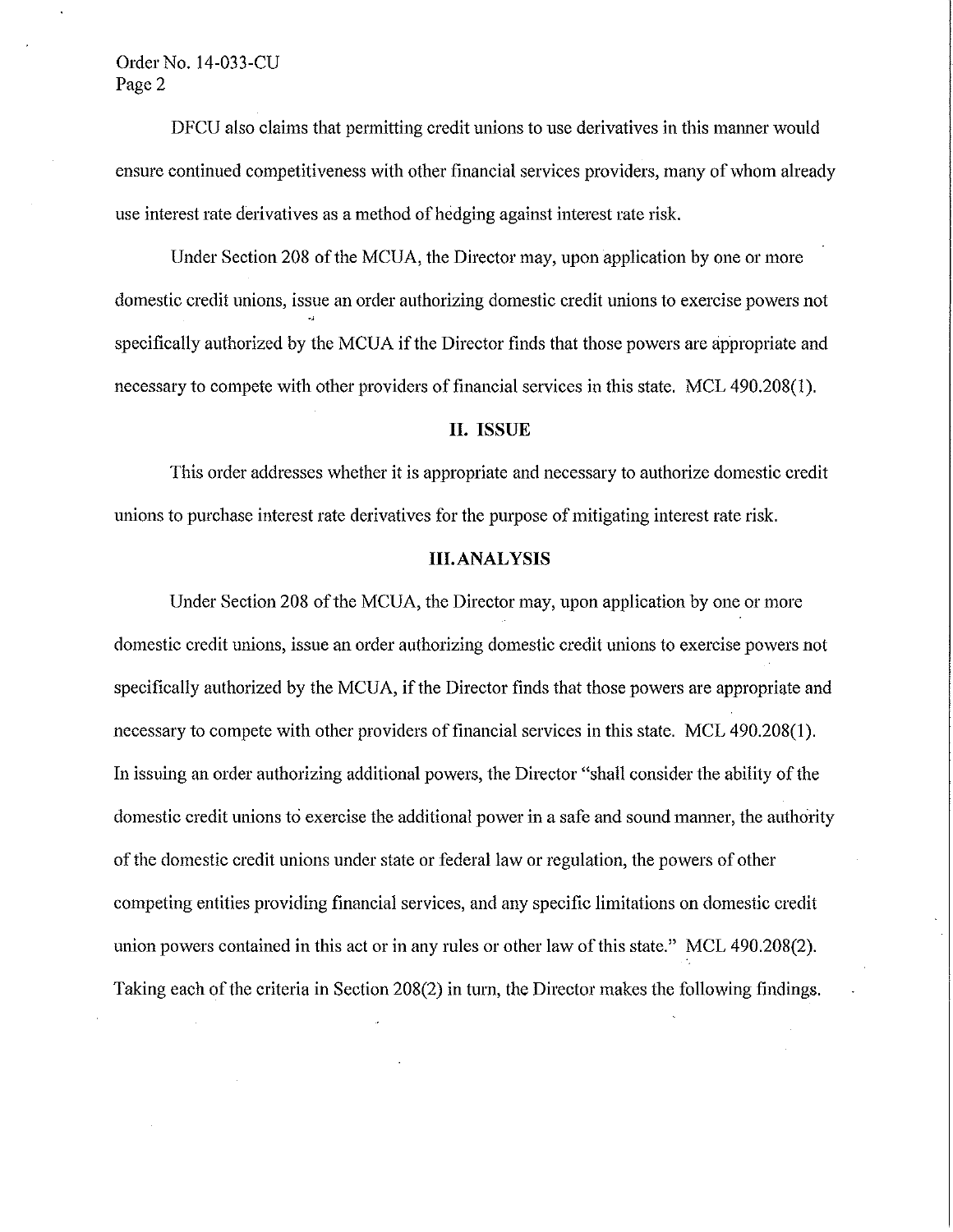DFCU also claims that permitting credit unions to use derivatives in this manner would ensure continued competitiveness with other financial services providers, many of whom already use interest rate derivatives as a method of hedging against interest rate risk.

Under Section 208 of the MCUA, the Director may, upon application by one or more domestic credit unions, issue an order authorizing domestic credit unions to exercise powers not specifically authorized by the MCUA if the Director finds that those powers are appropriate and necessary to compete with other providers of financial services in this state. MCL 490.208(1).

## II. ISSUE

This order addresses whether it is appropriate and necessary to authorize domestic credit unions to purchase interest rate derivatives for the purpose of mitigating interest rate risk.

## III. ANALYSIS

Under Section 208 of the MCUA, the Director may, upon application by one or more domestic credit unions, issue an order authorizing domestic credit unions to exercise powers not specifically authorized by the MCUA, if the Director finds that those powers are appropriate and necessary to compete with other providers of financial services in this state. MCL 490.208(1). In issuing an order authorizing additional powers, the Director "shall consider the ability of the domestic credit unions to exercise the additional power in a safe and sound manner, the authority of the domestic credit unions under state or federal law or regulation, the powers of other competing entities providing financial services, and any specific limitations on domestic credit union powers contained in this act or in any rules or other law of this state." MCL 490.208(2). Taking each of the criteria in Section 208(2) in turn, the Director makes the following findings.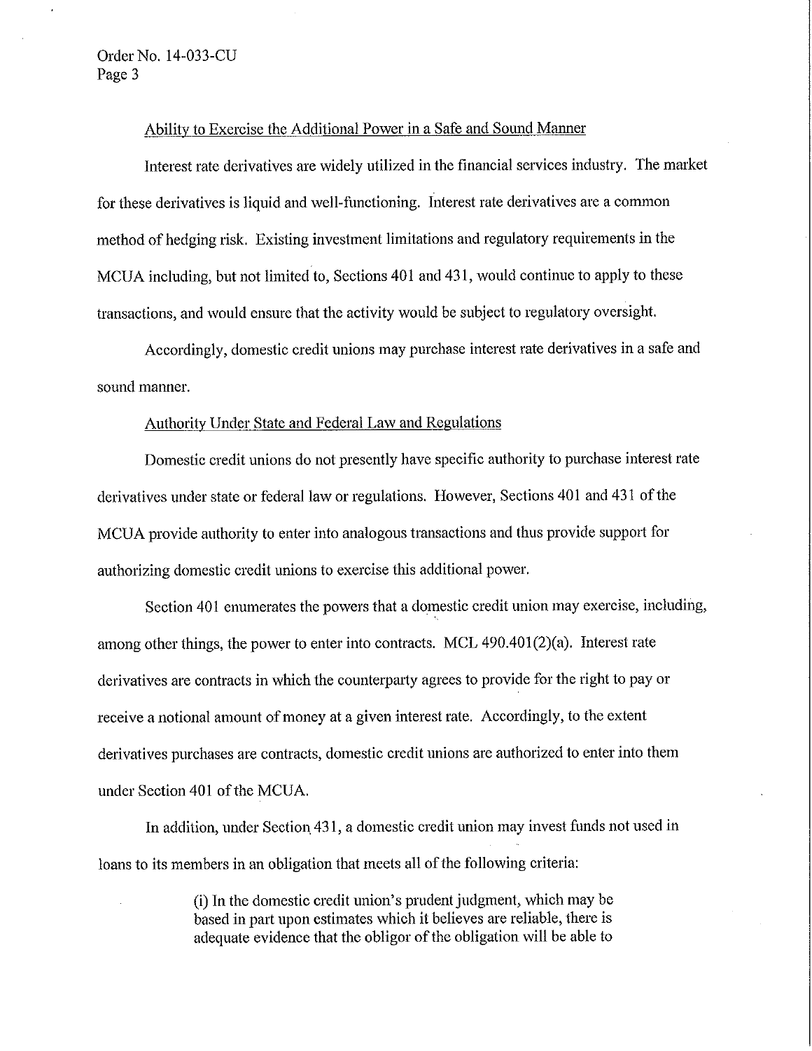Ability to Exercise the Additional Power in a Safe and Sound Manner

Interest rate derivatives are widely utilized in the financial services industry. The market for these derivatives is liquid and well-functioning. Interest rate derivatives are a common method of hedging risk. Existing investment limitations and regulatory requirements in the MCUA including, but not limited to, Sections 401 and 431, would continue to apply to these transactions, and would ensure that the activity would be subject to regulatory oversight.

Accordingly, domestic credit unions may purchase interest rate derivatives in a safe and sound manner.

Authority Under State and Federal Law and Regulations

Domestic credit unions do not presently have specific authority to purchase interest rate derivatives under state or federal law or regulations. However, Sections 401 and 431 of the MCUA provide authority to enter into analogous transactions and thus provide support for authorizing domestic credit unions to exercise this additional power.

Section 401 enumerates the powers that a domestic credit union may exercise, including, among other things, the power to enter into contracts. MCL 490.401(2)(a). Interest rate derivatives are contracts in which the counterparty agrees to provide for the right to pay or receive a notional amount of money at a given interest rate. Accordingly, to the extent derivatives purchases are contracts, domestic credit unions are authorized to enter into them under Section 401 of the MCUA.

In addition, under Section 431, a domestic credit union may invest funds not used in loans to its members in an obligation that meets all of the following criteria:

> (i) In the domestic credit union's prudent judgment, which may be based in part upon estimates which it believes are reliable, there is adequate evidence that the obligor of the obligation will be able to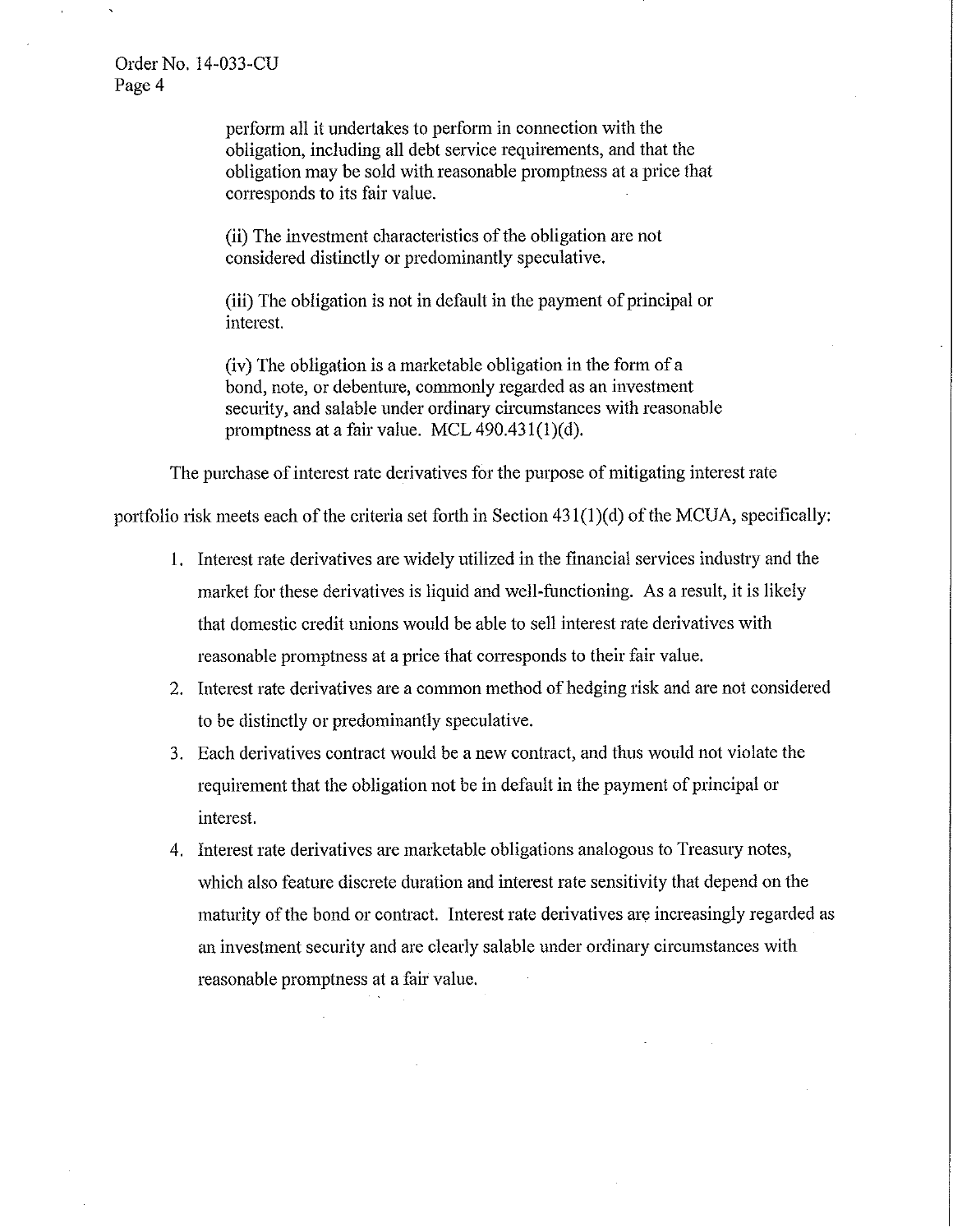perform all it undertakes to perform in connection with the obligation, including all debt service requirements, and that the obligation may be sold with reasonable promptness at a price that corresponds to its fair value.

> (ii) The investment characteristics of the obligation are not considered distinctly or predominantly speculative.
>
> (iii) The obligation is not in default in the payment of principal or interest.
>
> (iv) The obligation is a marketable obligation in the form of a bond, note, or debenture, commonly regarded as an investment security, and salable under ordinary circumstances with reasonable promptness at a fair value. MCL 490.431(1)(d).

The purchase of interest rate derivatives for the purpose of mitigating interest rate portfolio risk meets each of the criteria set forth in Section 431(1)(d) of the MCUA, specifically:

1. Interest rate derivatives are widely utilized in the financial services industry and the market for these derivatives is liquid and well-functioning. As a result, it is likely that domestic credit unions would be able to sell interest rate derivatives with reasonable promptness at a price that corresponds to their fair value.
2. Interest rate derivatives are a common method of hedging risk and are not considered to be distinctly or predominantly speculative.
3. Each derivatives contract would be a new contract, and thus would not violate the requirement that the obligation not be in default in the payment of principal or interest.
4. Interest rate derivatives are marketable obligations analogous to Treasury notes, which also feature discrete duration and interest rate sensitivity that depend on the maturity of the bond or contract. Interest rate derivatives are increasingly regarded as an investment security and are clearly salable under ordinary circumstances with reasonable promptness at a fair value.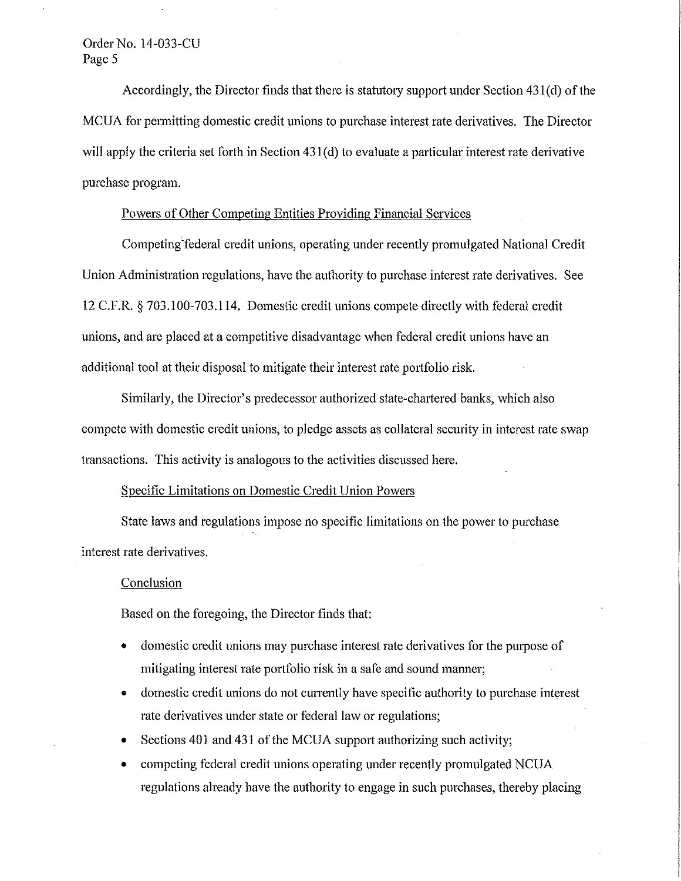Accordingly, the Director finds that there is statutory support under Section 431(d) of the MCUA for permitting domestic credit unions to purchase interest rate derivatives. The Director will apply the criteria set forth in Section 431(d) to evaluate a particular interest rate derivative purchase program.

Powers of Other Competing Entities Providing Financial Services

Competing federal credit unions, operating under recently promulgated National Credit Union Administration regulations, have the authority to purchase interest rate derivatives. See 12 C.F.R. § 703.100-703.114. Domestic credit unions compete directly with federal credit unions, and are placed at a competitive disadvantage when federal credit unions have an additional tool at their disposal to mitigate their interest rate portfolio risk.

Similarly, the Director's predecessor authorized state-chartered banks, which also compete with domestic credit unions, to pledge assets as collateral security in interest rate swap transactions. This activity is analogous to the activities discussed here.

Specific Limitations on Domestic Credit Union Powers

State laws and regulations impose no specific limitations on the power to purchase interest rate derivatives.

Conclusion

Based on the foregoing, the Director finds that:

- domestic credit unions may purchase interest rate derivatives for the purpose of mitigating interest rate portfolio risk in a safe and sound manner;
- domestic credit unions do not currently have specific authority to purchase interest rate derivatives under state or federal law or regulations;
- Sections 401 and 431 of the MCUA support authorizing such activity;
- competing federal credit unions operating under recently promulgated NCUA regulations already have the authority to engage in such purchases, thereby placing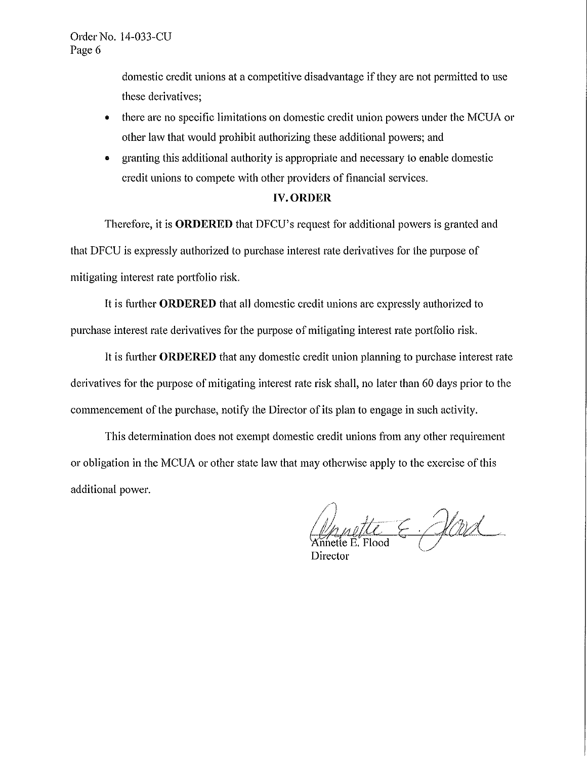domestic credit unions at a competitive disadvantage if they are not permitted to use these derivatives;

- there are no specific limitations on domestic credit union powers under the MCUA or other law that would prohibit authorizing these additional powers; and
- granting this additional authority is appropriate and necessary to enable domestic credit unions to compete with other providers of financial services.

## IV. ORDER

Therefore, it is **ORDERED** that DFCU's request for additional powers is granted and that DFCU is expressly authorized to purchase interest rate derivatives for the purpose of mitigating interest rate portfolio risk.

It is further **ORDERED** that all domestic credit unions are expressly authorized to purchase interest rate derivatives for the purpose of mitigating interest rate portfolio risk.

It is further **ORDERED** that any domestic credit union planning to purchase interest rate derivatives for the purpose of mitigating interest rate risk shall, no later than 60 days prior to the commencement of the purchase, notify the Director of its plan to engage in such activity.

This determination does not exempt domestic credit unions from any other requirement or obligation in the MCUA or other state law that may otherwise apply to the exercise of this additional power.

Annette E. Flood
Director